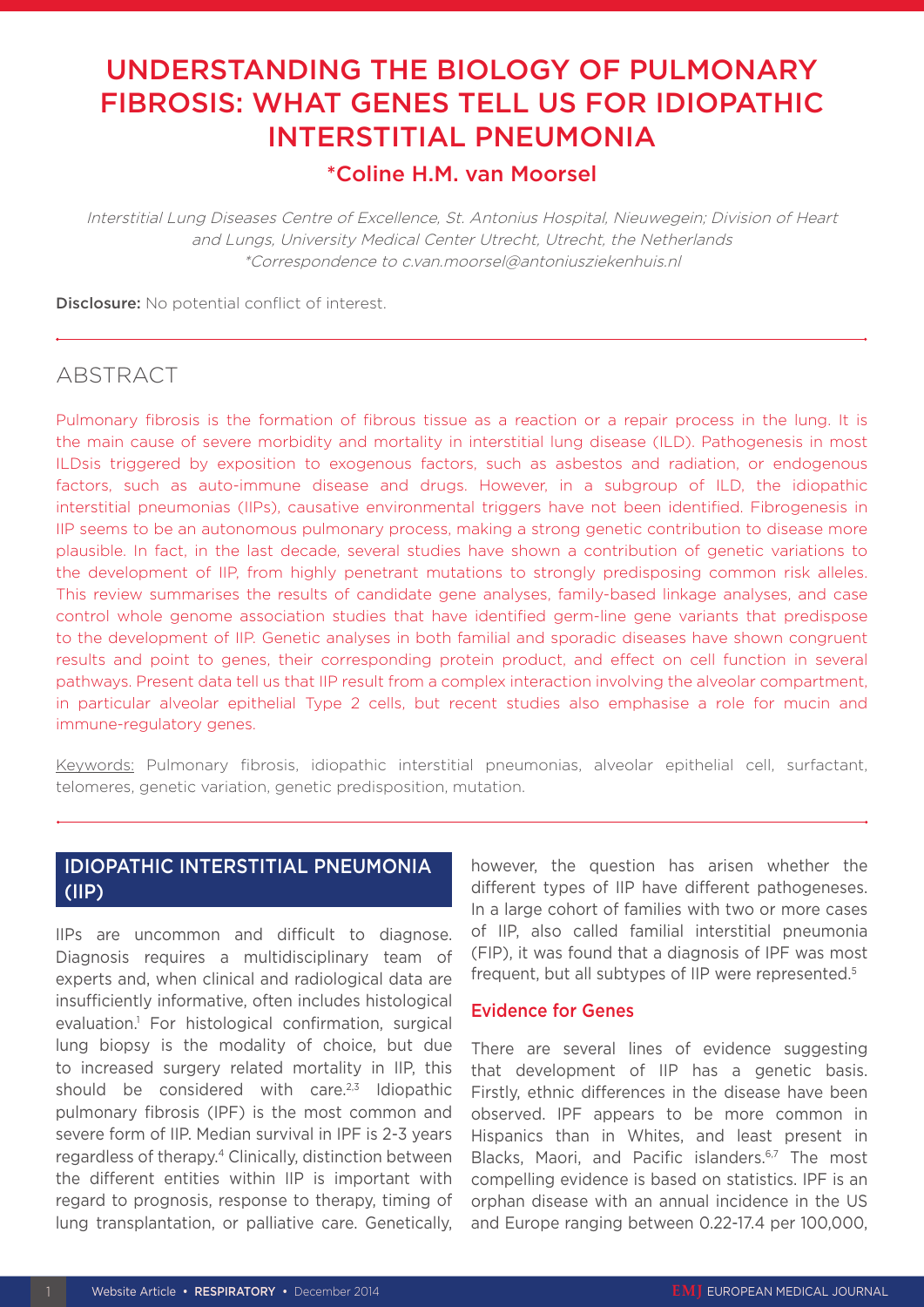# UNDERSTANDING THE BIOLOGY OF PULMONARY FIBROSIS: WHAT GENES TELL US FOR IDIOPATHIC INTERSTITIAL PNEUMONIA

## *Coline H.M. van Moorsel

*Interstitial Lung Diseases Centre of Excellence, St. Antonius Hospital, Nieuwegein; Division of Heart and Lungs, University Medical Center Utrecht, Utrecht, the Netherlands*
*\*Correspondence to c.van.moorsel@antoniusziekenhuis.nl*

**Disclosure:** No potential conflict of interest.

## ABSTRACT

Pulmonary fibrosis is the formation of fibrous tissue as a reaction or a repair process in the lung. It is the main cause of severe morbidity and mortality in interstitial lung disease (ILD). Pathogenesis in most ILDsis triggered by exposition to exogenous factors, such as asbestos and radiation, or endogenous factors, such as auto-immune disease and drugs. However, in a subgroup of ILD, the idiopathic interstitial pneumonias (IIPs), causative environmental triggers have not been identified. Fibrogenesis in IIP seems to be an autonomous pulmonary process, making a strong genetic contribution to disease more plausible. In fact, in the last decade, several studies have shown a contribution of genetic variations to the development of IIP, from highly penetrant mutations to strongly predisposing common risk alleles. This review summarises the results of candidate gene analyses, family-based linkage analyses, and case control whole genome association studies that have identified germ-line gene variants that predispose to the development of IIP. Genetic analyses in both familial and sporadic diseases have shown congruent results and point to genes, their corresponding protein product, and effect on cell function in several pathways. Present data tell us that IIP result from a complex interaction involving the alveolar compartment, in particular alveolar epithelial Type 2 cells, but recent studies also emphasise a role for mucin and immune-regulatory genes.

Keywords: Pulmonary fibrosis, idiopathic interstitial pneumonias, alveolar epithelial cell, surfactant, telomeres, genetic variation, genetic predisposition, mutation.

## IDIOPATHIC INTERSTITIAL PNEUMONIA (IIP)

IIPs are uncommon and difficult to diagnose. Diagnosis requires a multidisciplinary team of experts and, when clinical and radiological data are insufficiently informative, often includes histological evaluation.[1] For histological confirmation, surgical lung biopsy is the modality of choice, but due to increased surgery related mortality in IIP, this should be considered with care.[2,3] Idiopathic pulmonary fibrosis (IPF) is the most common and severe form of IIP. Median survival in IPF is 2-3 years regardless of therapy.[4] Clinically, distinction between the different entities within IIP is important with regard to prognosis, response to therapy, timing of lung transplantation, or palliative care. Genetically, however, the question has arisen whether the different types of IIP have different pathogeneses. In a large cohort of families with two or more cases of IIP, also called familial interstitial pneumonia (FIP), it was found that a diagnosis of IPF was most frequent, but all subtypes of IIP were represented.[5]

### Evidence for Genes

There are several lines of evidence suggesting that development of IIP has a genetic basis. Firstly, ethnic differences in the disease have been observed. IPF appears to be more common in Hispanics than in Whites, and least present in Blacks, Maori, and Pacific islanders.[6,7] The most compelling evidence is based on statistics. IPF is an orphan disease with an annual incidence in the US and Europe ranging between 0.22-17.4 per 100,000,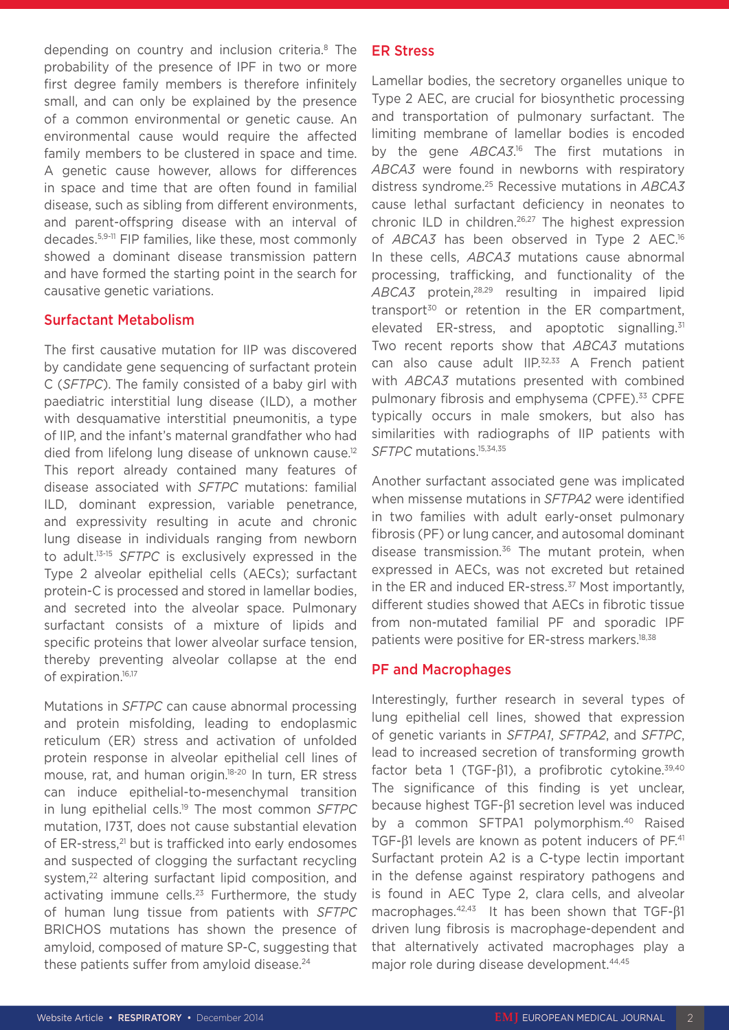depending on country and inclusion criteria.[8] The probability of the presence of IPF in two or more first degree family members is therefore infinitely small, and can only be explained by the presence of a common environmental or genetic cause. An environmental cause would require the affected family members to be clustered in space and time. A genetic cause however, allows for differences in space and time that are often found in familial disease, such as sibling from different environments, and parent-offspring disease with an interval of decades.[5,9-11] FIP families, like these, most commonly showed a dominant disease transmission pattern and have formed the starting point in the search for causative genetic variations.

## Surfactant Metabolism

The first causative mutation for IIP was discovered by candidate gene sequencing of surfactant protein C (*SFTPC*). The family consisted of a baby girl with paediatric interstitial lung disease (ILD), a mother with desquamative interstitial pneumonitis, a type of IIP, and the infant's maternal grandfather who had died from lifelong lung disease of unknown cause.[12] This report already contained many features of disease associated with *SFTPC* mutations: familial ILD, dominant expression, variable penetrance, and expressivity resulting in acute and chronic lung disease in individuals ranging from newborn to adult.[13-15] *SFTPC* is exclusively expressed in the Type 2 alveolar epithelial cells (AECs); surfactant protein-C is processed and stored in lamellar bodies, and secreted into the alveolar space. Pulmonary surfactant consists of a mixture of lipids and specific proteins that lower alveolar surface tension, thereby preventing alveolar collapse at the end of expiration.[16,17]

Mutations in *SFTPC* can cause abnormal processing and protein misfolding, leading to endoplasmic reticulum (ER) stress and activation of unfolded protein response in alveolar epithelial cell lines of mouse, rat, and human origin.[18-20] In turn, ER stress can induce epithelial-to-mesenchymal transition in lung epithelial cells.[19] The most common *SFTPC* mutation, I73T, does not cause substantial elevation of ER-stress,[21] but is trafficked into early endosomes and suspected of clogging the surfactant recycling system,[22] altering surfactant lipid composition, and activating immune cells.[23] Furthermore, the study of human lung tissue from patients with *SFTPC* BRICHOS mutations has shown the presence of amyloid, composed of mature SP-C, suggesting that these patients suffer from amyloid disease.[24]

## ER Stress

Lamellar bodies, the secretory organelles unique to Type 2 AEC, are crucial for biosynthetic processing and transportation of pulmonary surfactant. The limiting membrane of lamellar bodies is encoded by the gene *ABCA3*.[16] The first mutations in *ABCA3* were found in newborns with respiratory distress syndrome.[25] Recessive mutations in *ABCA3* cause lethal surfactant deficiency in neonates to chronic ILD in children.[26,27] The highest expression of *ABCA3* has been observed in Type 2 AEC.[16] In these cells, *ABCA3* mutations cause abnormal processing, trafficking, and functionality of the *ABCA3* protein,[28,29] resulting in impaired lipid transport[30] or retention in the ER compartment, elevated ER-stress, and apoptotic signalling.[31] Two recent reports show that *ABCA3* mutations can also cause adult IIP.[32,33] A French patient with *ABCA3* mutations presented with combined pulmonary fibrosis and emphysema (CPFE).[33] CPFE typically occurs in male smokers, but also has similarities with radiographs of IIP patients with *SFTPC* mutations.[15,34,35]

Another surfactant associated gene was implicated when missense mutations in *SFTPA2* were identified in two families with adult early-onset pulmonary fibrosis (PF) or lung cancer, and autosomal dominant disease transmission.[36] The mutant protein, when expressed in AECs, was not excreted but retained in the ER and induced ER-stress.[37] Most importantly, different studies showed that AECs in fibrotic tissue from non-mutated familial PF and sporadic IPF patients were positive for ER-stress markers.[18,38]

## PF and Macrophages

Interestingly, further research in several types of lung epithelial cell lines, showed that expression of genetic variants in *SFTPA1*, *SFTPA2*, and *SFTPC*, lead to increased secretion of transforming growth factor beta 1 (TGF-β1), a profibrotic cytokine.[39,40] The significance of this finding is yet unclear, because highest TGF-β1 secretion level was induced by a common SFTPA1 polymorphism.[40] Raised TGF-β1 levels are known as potent inducers of PF.[41] Surfactant protein A2 is a C-type lectin important in the defense against respiratory pathogens and is found in AEC Type 2, clara cells, and alveolar macrophages.[42,43] It has been shown that TGF-β1 driven lung fibrosis is macrophage-dependent and that alternatively activated macrophages play a major role during disease development.[44,45]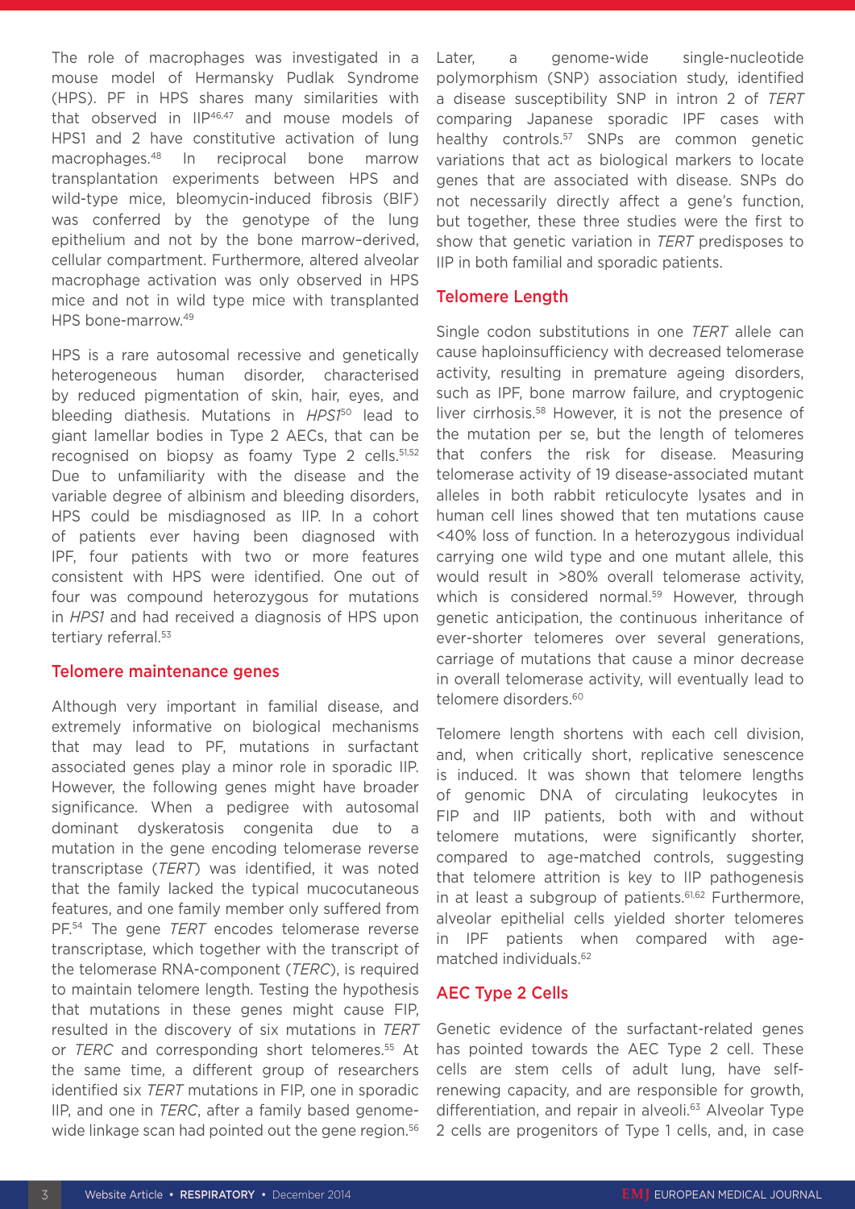The role of macrophages was investigated in a mouse model of Hermansky Pudlak Syndrome (HPS). PF in HPS shares many similarities with that observed in IIP[46,47] and mouse models of HPS1 and 2 have constitutive activation of lung macrophages.[48] In reciprocal bone marrow transplantation experiments between HPS and wild-type mice, bleomycin-induced fibrosis (BIF) was conferred by the genotype of the lung epithelium and not by the bone marrow–derived, cellular compartment. Furthermore, altered alveolar macrophage activation was only observed in HPS mice and not in wild type mice with transplanted HPS bone-marrow.[49]

HPS is a rare autosomal recessive and genetically heterogeneous human disorder, characterised by reduced pigmentation of skin, hair, eyes, and bleeding diathesis. Mutations in *HPS1*[50] lead to giant lamellar bodies in Type 2 AECs, that can be recognised on biopsy as foamy Type 2 cells.[51,52] Due to unfamiliarity with the disease and the variable degree of albinism and bleeding disorders, HPS could be misdiagnosed as IIP. In a cohort of patients ever having been diagnosed with IPF, four patients with two or more features consistent with HPS were identified. One out of four was compound heterozygous for mutations in *HPS1* and had received a diagnosis of HPS upon tertiary referral.[53]

## Telomere maintenance genes

Although very important in familial disease, and extremely informative on biological mechanisms that may lead to PF, mutations in surfactant associated genes play a minor role in sporadic IIP. However, the following genes might have broader significance. When a pedigree with autosomal dominant dyskeratosis congenita due to a mutation in the gene encoding telomerase reverse transcriptase (*TERT*) was identified, it was noted that the family lacked the typical mucocutaneous features, and one family member only suffered from PF.[54] The gene *TERT* encodes telomerase reverse transcriptase, which together with the transcript of the telomerase RNA-component (*TERC*), is required to maintain telomere length. Testing the hypothesis that mutations in these genes might cause FIP, resulted in the discovery of six mutations in *TERT* or *TERC* and corresponding short telomeres.[55] At the same time, a different group of researchers identified six *TERT* mutations in FIP, one in sporadic IIP, and one in *TERC*, after a family based genome-wide linkage scan had pointed out the gene region.[56] Later, a genome-wide single-nucleotide polymorphism (SNP) association study, identified a disease susceptibility SNP in intron 2 of *TERT* comparing Japanese sporadic IPF cases with healthy controls.[57] SNPs are common genetic variations that act as biological markers to locate genes that are associated with disease. SNPs do not necessarily directly affect a gene's function, but together, these three studies were the first to show that genetic variation in *TERT* predisposes to IIP in both familial and sporadic patients.

## Telomere Length

Single codon substitutions in one *TERT* allele can cause haploinsufficiency with decreased telomerase activity, resulting in premature ageing disorders, such as IPF, bone marrow failure, and cryptogenic liver cirrhosis.[58] However, it is not the presence of the mutation per se, but the length of telomeres that confers the risk for disease. Measuring telomerase activity of 19 disease-associated mutant alleles in both rabbit reticulocyte lysates and in human cell lines showed that ten mutations cause <40% loss of function. In a heterozygous individual carrying one wild type and one mutant allele, this would result in >80% overall telomerase activity, which is considered normal.[59] However, through genetic anticipation, the continuous inheritance of ever-shorter telomeres over several generations, carriage of mutations that cause a minor decrease in overall telomerase activity, will eventually lead to telomere disorders.[60]

Telomere length shortens with each cell division, and, when critically short, replicative senescence is induced. It was shown that telomere lengths of genomic DNA of circulating leukocytes in FIP and IIP patients, both with and without telomere mutations, were significantly shorter, compared to age-matched controls, suggesting that telomere attrition is key to IIP pathogenesis in at least a subgroup of patients.[61,62] Furthermore, alveolar epithelial cells yielded shorter telomeres in IPF patients when compared with age-matched individuals.[62]

## AEC Type 2 Cells

Genetic evidence of the surfactant-related genes has pointed towards the AEC Type 2 cell. These cells are stem cells of adult lung, have self-renewing capacity, and are responsible for growth, differentiation, and repair in alveoli.[63] Alveolar Type 2 cells are progenitors of Type 1 cells, and, in case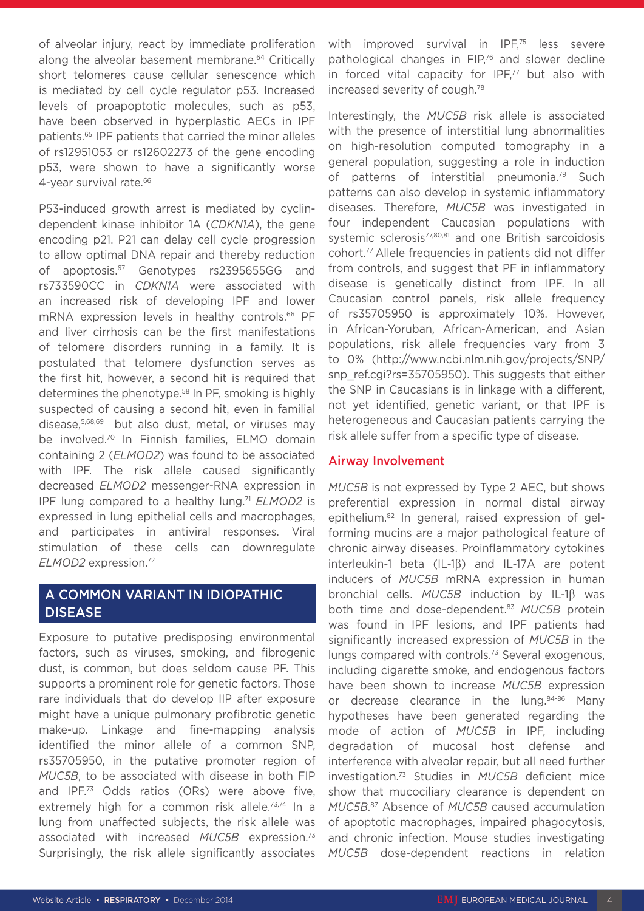of alveolar injury, react by immediate proliferation along the alveolar basement membrane.[64] Critically short telomeres cause cellular senescence which is mediated by cell cycle regulator p53. Increased levels of proapoptotic molecules, such as p53, have been observed in hyperplastic AECs in IPF patients.[65] IPF patients that carried the minor alleles of rs12951053 or rs12602273 of the gene encoding p53, were shown to have a significantly worse 4-year survival rate.[66]

P53-induced growth arrest is mediated by cyclin-dependent kinase inhibitor 1A (*CDKN1A*), the gene encoding p21. P21 can delay cell cycle progression to allow optimal DNA repair and thereby reduction of apoptosis.[67] Genotypes rs2395655GG and rs733590CC in *CDKN1A* were associated with an increased risk of developing IPF and lower mRNA expression levels in healthy controls.[66] PF and liver cirrhosis can be the first manifestations of telomere disorders running in a family. It is postulated that telomere dysfunction serves as the first hit, however, a second hit is required that determines the phenotype.[58] In PF, smoking is highly suspected of causing a second hit, even in familial disease,[5,68,69] but also dust, metal, or viruses may be involved.[70] In Finnish families, ELMO domain containing 2 (*ELMOD2*) was found to be associated with IPF. The risk allele caused significantly decreased *ELMOD2* messenger-RNA expression in IPF lung compared to a healthy lung.[71] *ELMOD2* is expressed in lung epithelial cells and macrophages, and participates in antiviral responses. Viral stimulation of these cells can downregulate *ELMOD2* expression.[72]

## A COMMON VARIANT IN IDIOPATHIC DISEASE

Exposure to putative predisposing environmental factors, such as viruses, smoking, and fibrogenic dust, is common, but does seldom cause PF. This supports a prominent role for genetic factors. Those rare individuals that do develop IIP after exposure might have a unique pulmonary profibrotic genetic make-up. Linkage and fine-mapping analysis identified the minor allele of a common SNP, rs35705950, in the putative promoter region of *MUC5B*, to be associated with disease in both FIP and IPF.[73] Odds ratios (ORs) were above five, extremely high for a common risk allele.[73,74] In a lung from unaffected subjects, the risk allele was associated with increased *MUC5B* expression.[73] Surprisingly, the risk allele significantly associates with improved survival in IPF,[75] less severe pathological changes in FIP,[76] and slower decline in forced vital capacity for IPF,[77] but also with increased severity of cough.[78]

Interestingly, the *MUC5B* risk allele is associated with the presence of interstitial lung abnormalities on high-resolution computed tomography in a general population, suggesting a role in induction of patterns of interstitial pneumonia.[79] Such patterns can also develop in systemic inflammatory diseases. Therefore, *MUC5B* was investigated in four independent Caucasian populations with systemic sclerosis[77,80,81] and one British sarcoidosis cohort.[77] Allele frequencies in patients did not differ from controls, and suggest that PF in inflammatory disease is genetically distinct from IPF. In all Caucasian control panels, risk allele frequency of rs35705950 is approximately 10%. However, in African-Yoruban, African-American, and Asian populations, risk allele frequencies vary from 3 to 0% (http://www.ncbi.nlm.nih.gov/projects/SNP/snp_ref.cgi?rs=35705950). This suggests that either the SNP in Caucasians is in linkage with a different, not yet identified, genetic variant, or that IPF is heterogeneous and Caucasian patients carrying the risk allele suffer from a specific type of disease.

### Airway Involvement

*MUC5B* is not expressed by Type 2 AEC, but shows preferential expression in normal distal airway epithelium.[82] In general, raised expression of gel-forming mucins are a major pathological feature of chronic airway diseases. Proinflammatory cytokines interleukin-1 beta (IL-1β) and IL-17A are potent inducers of *MUC5B* mRNA expression in human bronchial cells. *MUC5B* induction by IL-1β was both time and dose-dependent.[83] *MUC5B* protein was found in IPF lesions, and IPF patients had significantly increased expression of *MUC5B* in the lungs compared with controls.[73] Several exogenous, including cigarette smoke, and endogenous factors have been shown to increase *MUC5B* expression or decrease clearance in the lung.[84-86] Many hypotheses have been generated regarding the mode of action of *MUC5B* in IPF, including degradation of mucosal host defense and interference with alveolar repair, but all need further investigation.[73] Studies in *MUC5B* deficient mice show that mucociliary clearance is dependent on *MUC5B*.[87] Absence of *MUC5B* caused accumulation of apoptotic macrophages, impaired phagocytosis, and chronic infection. Mouse studies investigating *MUC5B* dose-dependent reactions in relation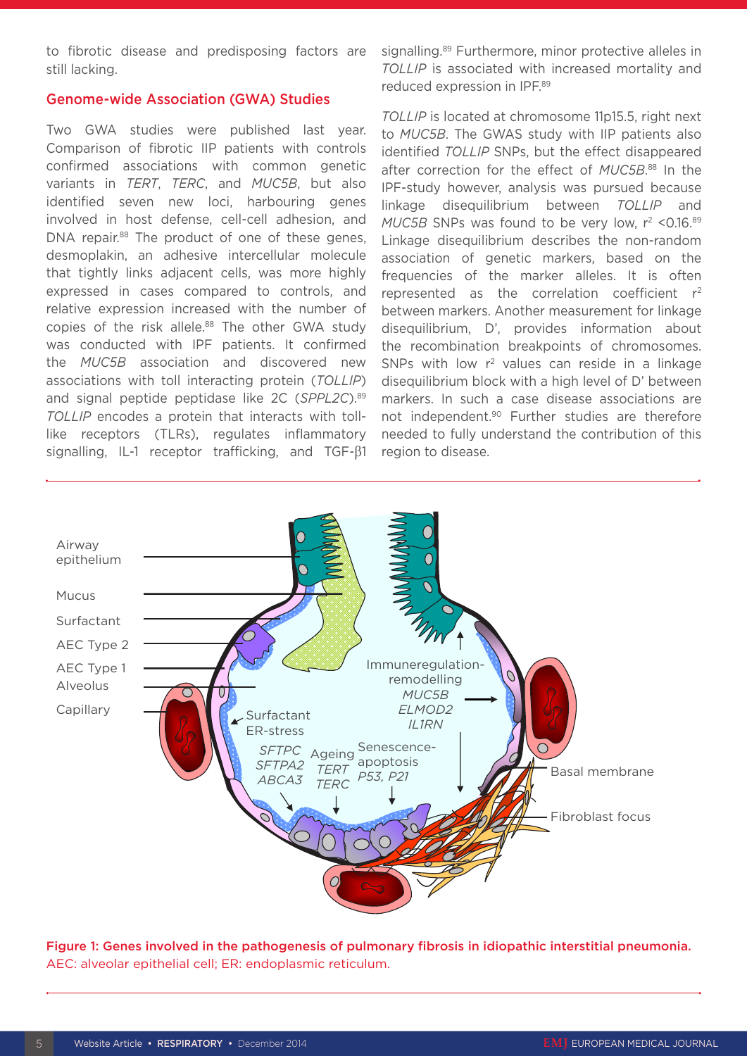to fibrotic disease and predisposing factors are still lacking.

## Genome-wide Association (GWA) Studies

Two GWA studies were published last year. Comparison of fibrotic IIP patients with controls confirmed associations with common genetic variants in *TERT*, *TERC*, and *MUC5B*, but also identified seven new loci, harbouring genes involved in host defense, cell-cell adhesion, and DNA repair.[88] The product of one of these genes, desmoplakin, an adhesive intercellular molecule that tightly links adjacent cells, was more highly expressed in cases compared to controls, and relative expression increased with the number of copies of the risk allele.[88] The other GWA study was conducted with IPF patients. It confirmed the *MUC5B* association and discovered new associations with toll interacting protein (*TOLLIP*) and signal peptide peptidase like 2C (*SPPL2C*).[89] *TOLLIP* encodes a protein that interacts with toll-like receptors (TLRs), regulates inflammatory signalling, IL-1 receptor trafficking, and TGF-β1 signalling.[89] Furthermore, minor protective alleles in *TOLLIP* is associated with increased mortality and reduced expression in IPF.[89]

*TOLLIP* is located at chromosome 11p15.5, right next to *MUC5B*. The GWAS study with IIP patients also identified *TOLLIP* SNPs, but the effect disappeared after correction for the effect of *MUC5B*.[88] In the IPF-study however, analysis was pursued because linkage disequilibrium between *TOLLIP* and *MUC5B* SNPs was found to be very low, $r^2$ <0.16.[89] Linkage disequilibrium describes the non-random association of genetic markers, based on the frequencies of the marker alleles. It is often represented as the correlation coefficient $r^2$ between markers. Another measurement for linkage disequilibrium, D', provides information about the recombination breakpoints of chromosomes. SNPs with low $r^2$ values can reside in a linkage disequilibrium block with a high level of D' between markers. In such a case disease associations are not independent.[90] Further studies are therefore needed to fully understand the contribution of this region to disease.

**Figure 1: Genes involved in the pathogenesis of pulmonary fibrosis in idiopathic interstitial pneumonia.**
AEC: alveolar epithelial cell; ER: endoplasmic reticulum.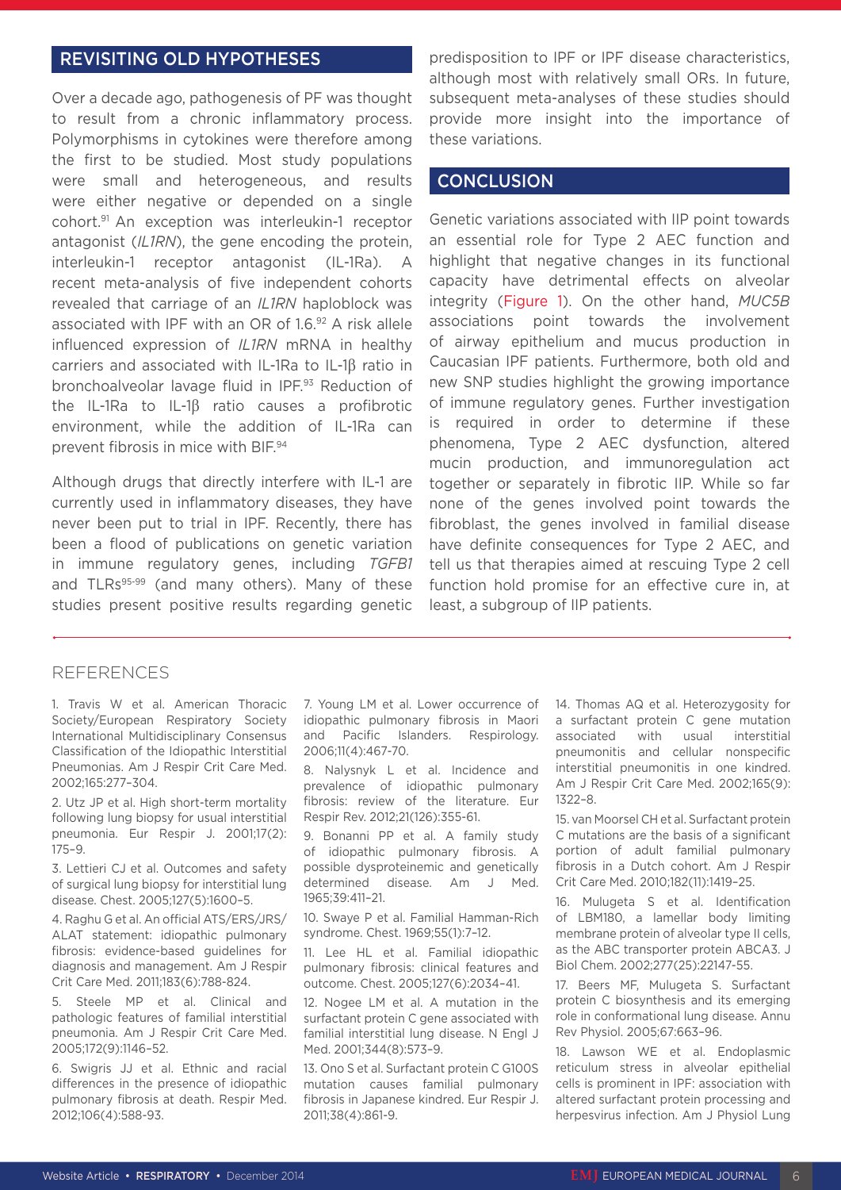## REVISITING OLD HYPOTHESES

Over a decade ago, pathogenesis of PF was thought to result from a chronic inflammatory process. Polymorphisms in cytokines were therefore among the first to be studied. Most study populations were small and heterogeneous, and results were either negative or depended on a single cohort.[91] An exception was interleukin-1 receptor antagonist (*IL1RN*), the gene encoding the protein, interleukin-1 receptor antagonist (IL-1Ra). A recent meta-analysis of five independent cohorts revealed that carriage of an *IL1RN* haploblock was associated with IPF with an OR of 1.6.[92] A risk allele influenced expression of *IL1RN* mRNA in healthy carriers and associated with IL-1Ra to IL-1β ratio in bronchoalveolar lavage fluid in IPF.[93] Reduction of the IL-1Ra to IL-1β ratio causes a profibrotic environment, while the addition of IL-1Ra can prevent fibrosis in mice with BIF.[94]

Although drugs that directly interfere with IL-1 are currently used in inflammatory diseases, they have never been put to trial in IPF. Recently, there has been a flood of publications on genetic variation in immune regulatory genes, including *TGFB1* and TLRs[95-99] (and many others). Many of these studies present positive results regarding genetic predisposition to IPF or IPF disease characteristics, although most with relatively small ORs. In future, subsequent meta-analyses of these studies should provide more insight into the importance of these variations.

## CONCLUSION

Genetic variations associated with IIP point towards an essential role for Type 2 AEC function and highlight that negative changes in its functional capacity have detrimental effects on alveolar integrity (Figure 1). On the other hand, *MUC5B* associations point towards the involvement of airway epithelium and mucus production in Caucasian IPF patients. Furthermore, both old and new SNP studies highlight the growing importance of immune regulatory genes. Further investigation is required in order to determine if these phenomena, Type 2 AEC dysfunction, altered mucin production, and immunoregulation act together or separately in fibrotic IIP. While so far none of the genes involved point towards the fibroblast, the genes involved in familial disease have definite consequences for Type 2 AEC, and tell us that therapies aimed at rescuing Type 2 cell function hold promise for an effective cure in, at least, a subgroup of IIP patients.

## REFERENCES

1. Travis W et al. American Thoracic Society/European Respiratory Society International Multidisciplinary Consensus Classification of the Idiopathic Interstitial Pneumonias. Am J Respir Crit Care Med. 2002;165:277-304.
2. Utz JP et al. High short-term mortality following lung biopsy for usual interstitial pneumonia. Eur Respir J. 2001;17(2):175-9.
3. Lettieri CJ et al. Outcomes and safety of surgical lung biopsy for interstitial lung disease. Chest. 2005;127(5):1600-5.
4. Raghu G et al. An official ATS/ERS/JRS/ALAT statement: idiopathic pulmonary fibrosis: evidence-based guidelines for diagnosis and management. Am J Respir Crit Care Med. 2011;183(6):788-824.
5. Steele MP et al. Clinical and pathologic features of familial interstitial pneumonia. Am J Respir Crit Care Med. 2005;172(9):1146-52.
6. Swigris JJ et al. Ethnic and racial differences in the presence of idiopathic pulmonary fibrosis at death. Respir Med. 2012;106(4):588-93.
7. Young LM et al. Lower occurrence of idiopathic pulmonary fibrosis in Maori and Pacific Islanders. Respirology. 2006;11(4):467-70.
8. Nalysnyk L et al. Incidence and prevalence of idiopathic pulmonary fibrosis: review of the literature. Eur Respir Rev. 2012;21(126):355-61.
9. Bonanni PP et al. A family study of idiopathic pulmonary fibrosis. A possible dysproteinemic and genetically determined disease. Am J Med. 1965;39:411-21.
10. Swaye P et al. Familial Hamman-Rich syndrome. Chest. 1969;55(1):7-12.
11. Lee HL et al. Familial idiopathic pulmonary fibrosis: clinical features and outcome. Chest. 2005;127(6):2034-41.
12. Nogee LM et al. A mutation in the surfactant protein C gene associated with familial interstitial lung disease. N Engl J Med. 2001;344(8):573-9.
13. Ono S et al. Surfactant protein C G100S mutation causes familial pulmonary fibrosis in Japanese kindred. Eur Respir J. 2011;38(4):861-9.
14. Thomas AQ et al. Heterozygosity for a surfactant protein C gene mutation associated with usual interstitial pneumonitis and cellular nonspecific interstitial pneumonitis in one kindred. Am J Respir Crit Care Med. 2002;165(9):1322-8.
15. van Moorsel CH et al. Surfactant protein C mutations are the basis of a significant portion of adult familial pulmonary fibrosis in a Dutch cohort. Am J Respir Crit Care Med. 2010;182(11):1419-25.
16. Mulugeta S et al. Identification of LBM180, a lamellar body limiting membrane protein of alveolar type II cells, as the ABC transporter protein ABCA3. J Biol Chem. 2002;277(25):22147-55.
17. Beers MF, Mulugeta S. Surfactant protein C biosynthesis and its emerging role in conformational lung disease. Annu Rev Physiol. 2005;67:663-96.
18. Lawson WE et al. Endoplasmic reticulum stress in alveolar epithelial cells is prominent in IPF: association with altered surfactant protein processing and herpesvirus infection. Am J Physiol Lung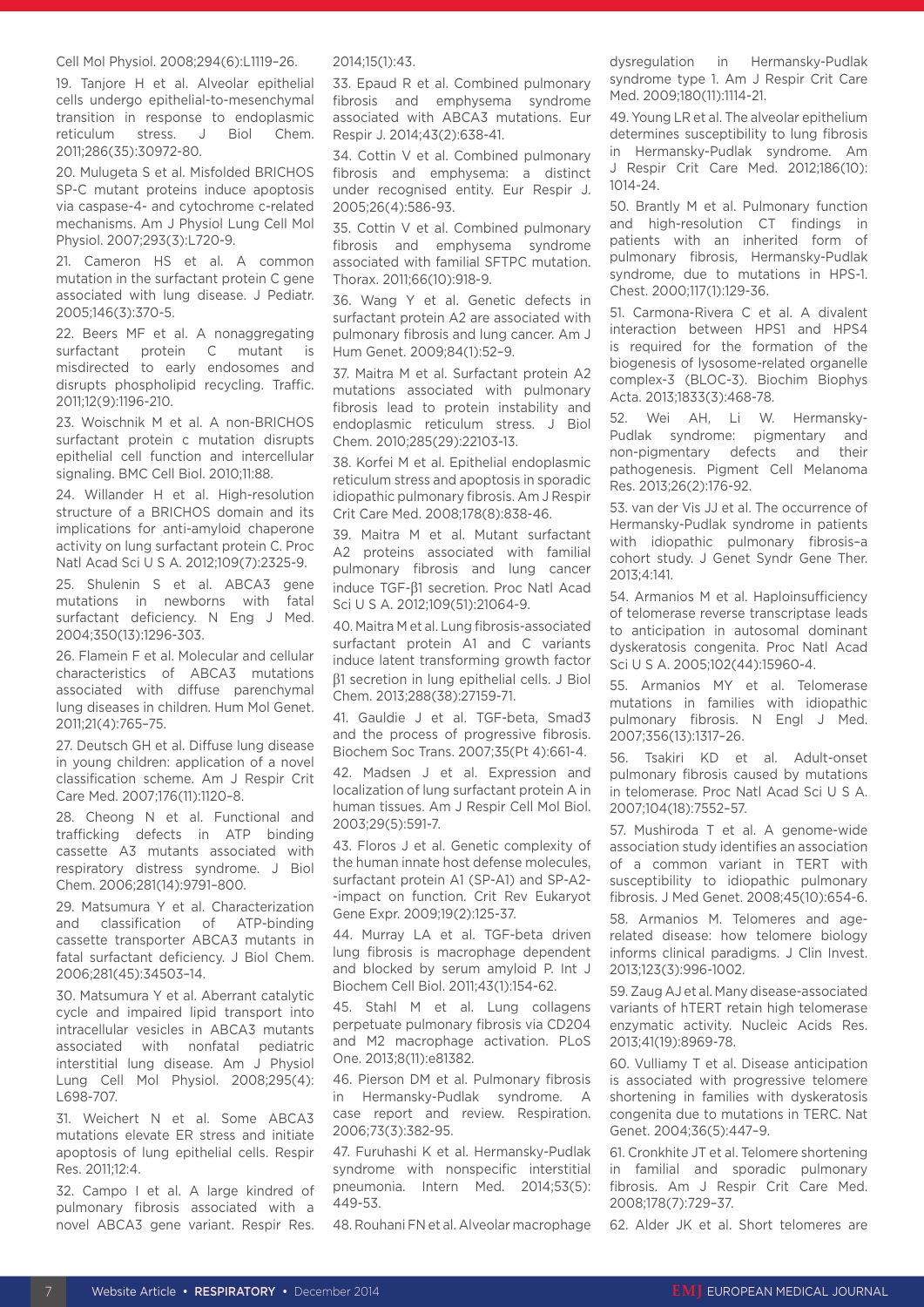Cell Mol Physiol. 2008;294(6):L1119–26.

19. Tanjore H et al. Alveolar epithelial cells undergo epithelial-to-mesenchymal transition in response to endoplasmic reticulum stress. J Biol Chem. 2011;286(35):30972-80.

20. Mulugeta S et al. Misfolded BRICHOS SP-C mutant proteins induce apoptosis via caspase-4- and cytochrome c-related mechanisms. Am J Physiol Lung Cell Mol Physiol. 2007;293(3):L720-9.

21. Cameron HS et al. A common mutation in the surfactant protein C gene associated with lung disease. J Pediatr. 2005;146(3):370-5.

22. Beers MF et al. A nonaggregating surfactant protein C mutant is misdirected to early endosomes and disrupts phospholipid recycling. Traffic. 2011;12(9):1196-210.

23. Woischnik M et al. A non-BRICHOS surfactant protein c mutation disrupts epithelial cell function and intercellular signaling. BMC Cell Biol. 2010;11:88.

24. Willander H et al. High-resolution structure of a BRICHOS domain and its implications for anti-amyloid chaperone activity on lung surfactant protein C. Proc Natl Acad Sci U S A. 2012;109(7):2325-9.

25. Shulenin S et al. ABCA3 gene mutations in newborns with fatal surfactant deficiency. N Eng J Med. 2004;350(13):1296-303.

26. Flamein F et al. Molecular and cellular characteristics of ABCA3 mutations associated with diffuse parenchymal lung diseases in children. Hum Mol Genet. 2011;21(4):765–75.

27. Deutsch GH et al. Diffuse lung disease in young children: application of a novel classification scheme. Am J Respir Crit Care Med. 2007;176(11):1120–8.

28. Cheong N et al. Functional and trafficking defects in ATP binding cassette A3 mutants associated with respiratory distress syndrome. J Biol Chem. 2006;281(14):9791–800.

29. Matsumura Y et al. Characterization and classification of ATP-binding cassette transporter ABCA3 mutants in fatal surfactant deficiency. J Biol Chem. 2006;281(45):34503–14.

30. Matsumura Y et al. Aberrant catalytic cycle and impaired lipid transport into intracellular vesicles in ABCA3 mutants associated with nonfatal pediatric interstitial lung disease. Am J Physiol Lung Cell Mol Physiol. 2008;295(4): L698-707.

31. Weichert N et al. Some ABCA3 mutations elevate ER stress and initiate apoptosis of lung epithelial cells. Respir Res. 2011;12:4.

32. Campo I et al. A large kindred of pulmonary fibrosis associated with a novel ABCA3 gene variant. Respir Res. 2014;15(1):43.

33. Epaud R et al. Combined pulmonary fibrosis and emphysema syndrome associated with ABCA3 mutations. Eur Respir J. 2014;43(2):638-41.

34. Cottin V et al. Combined pulmonary fibrosis and emphysema: a distinct under recognised entity. Eur Respir J. 2005;26(4):586-93.

35. Cottin V et al. Combined pulmonary fibrosis and emphysema syndrome associated with familial SFTPC mutation. Thorax. 2011;66(10):918-9.

36. Wang Y et al. Genetic defects in surfactant protein A2 are associated with pulmonary fibrosis and lung cancer. Am J Hum Genet. 2009;84(1):52–9.

37. Maitra M et al. Surfactant protein A2 mutations associated with pulmonary fibrosis lead to protein instability and endoplasmic reticulum stress. J Biol Chem. 2010;285(29):22103-13.

38. Korfei M et al. Epithelial endoplasmic reticulum stress and apoptosis in sporadic idiopathic pulmonary fibrosis. Am J Respir Crit Care Med. 2008;178(8):838-46.

39. Maitra M et al. Mutant surfactant A2 proteins associated with familial pulmonary fibrosis and lung cancer induce TGF-β1 secretion. Proc Natl Acad Sci U S A. 2012;109(51):21064-9.

40. Maitra M et al. Lung fibrosis-associated surfactant protein A1 and C variants induce latent transforming growth factor β1 secretion in lung epithelial cells. J Biol Chem. 2013;288(38):27159-71.

41. Gauldie J et al. TGF-beta, Smad3 and the process of progressive fibrosis. Biochem Soc Trans. 2007;35(Pt 4):661-4.

42. Madsen J et al. Expression and localization of lung surfactant protein A in human tissues. Am J Respir Cell Mol Biol. 2003;29(5):591-7.

43. Floros J et al. Genetic complexity of the human innate host defense molecules, surfactant protein A1 (SP-A1) and SP-A2--impact on function. Crit Rev Eukaryot Gene Expr. 2009;19(2):125-37.

44. Murray LA et al. TGF-beta driven lung fibrosis is macrophage dependent and blocked by serum amyloid P. Int J Biochem Cell Biol. 2011;43(1):154-62.

45. Stahl M et al. Lung collagens perpetuate pulmonary fibrosis via CD204 and M2 macrophage activation. PLoS One. 2013;8(11):e81382.

46. Pierson DM et al. Pulmonary fibrosis in Hermansky-Pudlak syndrome. A case report and review. Respiration. 2006;73(3):382-95.

47. Furuhashi K et al. Hermansky-Pudlak syndrome with nonspecific interstitial pneumonia. Intern Med. 2014;53(5): 449-53.

48. Rouhani FN et al. Alveolar macrophage dysregulation in Hermansky-Pudlak syndrome type 1. Am J Respir Crit Care Med. 2009;180(11):1114-21.

49. Young LR et al. The alveolar epithelium determines susceptibility to lung fibrosis in Hermansky-Pudlak syndrome. Am J Respir Crit Care Med. 2012;186(10): 1014-24.

50. Brantly M et al. Pulmonary function and high-resolution CT findings in patients with an inherited form of pulmonary fibrosis, Hermansky-Pudlak syndrome, due to mutations in HPS-1. Chest. 2000;117(1):129-36.

51. Carmona-Rivera C et al. A divalent interaction between HPS1 and HPS4 is required for the formation of the biogenesis of lysosome-related organelle complex-3 (BLOC-3). Biochim Biophys Acta. 2013;1833(3):468-78.

52. Wei AH, Li W. Hermansky-Pudlak syndrome: pigmentary and non-pigmentary defects and their pathogenesis. Pigment Cell Melanoma Res. 2013;26(2):176-92.

53. van der Vis JJ et al. The occurrence of Hermansky-Pudlak syndrome in patients with idiopathic pulmonary fibrosis–a cohort study. J Genet Syndr Gene Ther. 2013;4:141.

54. Armanios M et al. Haploinsufficiency of telomerase reverse transcriptase leads to anticipation in autosomal dominant dyskeratosis congenita. Proc Natl Acad Sci U S A. 2005;102(44):15960-4.

55. Armanios MY et al. Telomerase mutations in families with idiopathic pulmonary fibrosis. N Engl J Med. 2007;356(13):1317–26.

56. Tsakiri KD et al. Adult-onset pulmonary fibrosis caused by mutations in telomerase. Proc Natl Acad Sci U S A. 2007;104(18):7552–57.

57. Mushiroda T et al. A genome-wide association study identifies an association of a common variant in TERT with susceptibility to idiopathic pulmonary fibrosis. J Med Genet. 2008;45(10):654-6.

58. Armanios M. Telomeres and age-related disease: how telomere biology informs clinical paradigms. J Clin Invest. 2013;123(3):996-1002.

59. Zaug AJ et al. Many disease-associated variants of hTERT retain high telomerase enzymatic activity. Nucleic Acids Res. 2013;41(19):8969-78.

60. Vulliamy T et al. Disease anticipation is associated with progressive telomere shortening in families with dyskeratosis congenita due to mutations in TERC. Nat Genet. 2004;36(5):447–9.

61. Cronkhite JT et al. Telomere shortening in familial and sporadic pulmonary fibrosis. Am J Respir Crit Care Med. 2008;178(7):729–37.

62. Alder JK et al. Short telomeres are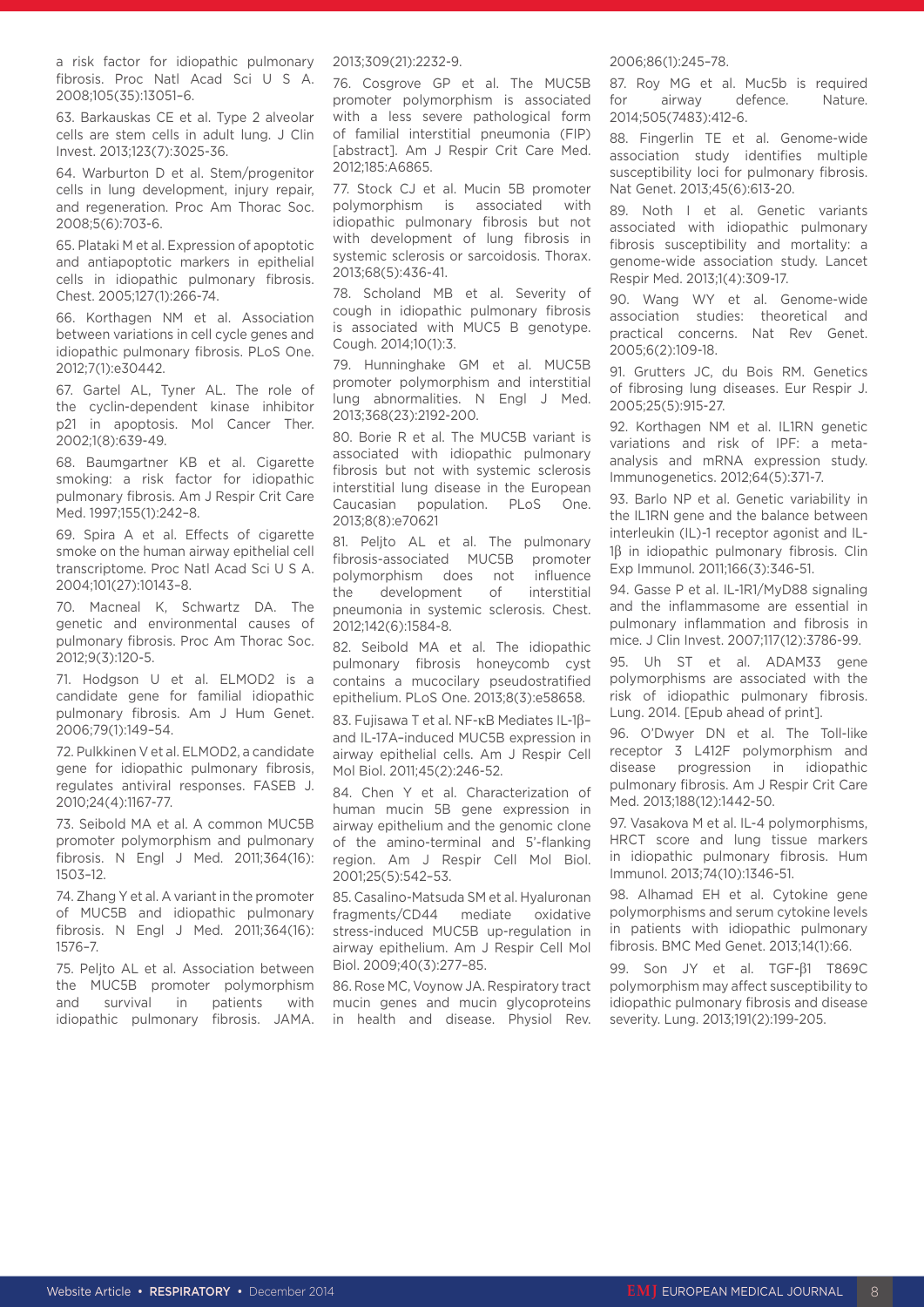a risk factor for idiopathic pulmonary fibrosis. Proc Natl Acad Sci U S A. 2008;105(35):13051–6.

63. Barkauskas CE et al. Type 2 alveolar cells are stem cells in adult lung. J Clin Invest. 2013;123(7):3025-36.

64. Warburton D et al. Stem/progenitor cells in lung development, injury repair, and regeneration. Proc Am Thorac Soc. 2008;5(6):703-6.

65. Plataki M et al. Expression of apoptotic and antiapoptotic markers in epithelial cells in idiopathic pulmonary fibrosis. Chest. 2005;127(1):266-74.

66. Korthagen NM et al. Association between variations in cell cycle genes and idiopathic pulmonary fibrosis. PLoS One. 2012;7(1):e30442.

67. Gartel AL, Tyner AL. The role of the cyclin-dependent kinase inhibitor p21 in apoptosis. Mol Cancer Ther. 2002;1(8):639-49.

68. Baumgartner KB et al. Cigarette smoking: a risk factor for idiopathic pulmonary fibrosis. Am J Respir Crit Care Med. 1997;155(1):242–8.

69. Spira A et al. Effects of cigarette smoke on the human airway epithelial cell transcriptome. Proc Natl Acad Sci U S A. 2004;101(27):10143–8.

70. Macneal K, Schwartz DA. The genetic and environmental causes of pulmonary fibrosis. Proc Am Thorac Soc. 2012;9(3):120-5.

71. Hodgson U et al. ELMOD2 is a candidate gene for familial idiopathic pulmonary fibrosis. Am J Hum Genet. 2006;79(1):149–54.

72. Pulkkinen V et al. ELMOD2, a candidate gene for idiopathic pulmonary fibrosis, regulates antiviral responses. FASEB J. 2010;24(4):1167-77.

73. Seibold MA et al. A common MUC5B promoter polymorphism and pulmonary fibrosis. N Engl J Med. 2011;364(16): 1503–12.

74. Zhang Y et al. A variant in the promoter of MUC5B and idiopathic pulmonary fibrosis. N Engl J Med. 2011;364(16): 1576–7.

75. Peljto AL et al. Association between the MUC5B promoter polymorphism and survival in patients with idiopathic pulmonary fibrosis. JAMA. 2013;309(21):2232-9.

76. Cosgrove GP et al. The MUC5B promoter polymorphism is associated with a less severe pathological form of familial interstitial pneumonia (FIP) [abstract]. Am J Respir Crit Care Med. 2012;185:A6865.

77. Stock CJ et al. Mucin 5B promoter polymorphism is associated with idiopathic pulmonary fibrosis but not with development of lung fibrosis in systemic sclerosis or sarcoidosis. Thorax. 2013;68(5):436-41.

78. Scholand MB et al. Severity of cough in idiopathic pulmonary fibrosis is associated with MUC5 B genotype. Cough. 2014;10(1):3.

79. Hunninghake GM et al. MUC5B promoter polymorphism and interstitial lung abnormalities. N Engl J Med. 2013;368(23):2192-200.

80. Borie R et al. The MUC5B variant is associated with idiopathic pulmonary fibrosis but not with systemic sclerosis interstitial lung disease in the European Caucasian population. PLoS One. 2013;8(8):e70621

81. Peljto AL et al. The pulmonary fibrosis-associated MUC5B promoter polymorphism does not influence the development of interstitial pneumonia in systemic sclerosis. Chest. 2012;142(6):1584-8.

82. Seibold MA et al. The idiopathic pulmonary fibrosis honeycomb cyst contains a mucociliary pseudostratified epithelium. PLoS One. 2013;8(3):e58658.

83. Fujisawa T et al. NF-κB Mediates IL-1β– and IL-17A–induced MUC5B expression in airway epithelial cells. Am J Respir Cell Mol Biol. 2011;45(2):246-52.

84. Chen Y et al. Characterization of human mucin 5B gene expression in airway epithelium and the genomic clone of the amino-terminal and 5'-flanking region. Am J Respir Cell Mol Biol. 2001;25(5):542–53.

85. Casalino-Matsuda SM et al. Hyaluronan fragments/CD44 mediate oxidative stress-induced MUC5B up-regulation in airway epithelium. Am J Respir Cell Mol Biol. 2009;40(3):277–85.

86. Rose MC, Voynow JA. Respiratory tract mucin genes and mucin glycoproteins in health and disease. Physiol Rev. 2006;86(1):245–78.

87. Roy MG et al. Muc5b is required for airway defence. Nature. 2014;505(7483):412-6.

88. Fingerlin TE et al. Genome-wide association study identifies multiple susceptibility loci for pulmonary fibrosis. Nat Genet. 2013;45(6):613-20.

89. Noth I et al. Genetic variants associated with idiopathic pulmonary fibrosis susceptibility and mortality: a genome-wide association study. Lancet Respir Med. 2013;1(4):309-17.

90. Wang WY et al. Genome-wide association studies: theoretical and practical concerns. Nat Rev Genet. 2005;6(2):109-18.

91. Grutters JC, du Bois RM. Genetics of fibrosing lung diseases. Eur Respir J. 2005;25(5):915-27.

92. Korthagen NM et al. IL1RN genetic variations and risk of IPF: a meta-analysis and mRNA expression study. Immunogenetics. 2012;64(5):371-7.

93. Barlo NP et al. Genetic variability in the IL1RN gene and the balance between interleukin (IL)-1 receptor agonist and IL-1β in idiopathic pulmonary fibrosis. Clin Exp Immunol. 2011;166(3):346-51.

94. Gasse P et al. IL-1R1/MyD88 signaling and the inflammasome are essential in pulmonary inflammation and fibrosis in mice. J Clin Invest. 2007;117(12):3786-99.

95. Uh ST et al. ADAM33 gene polymorphisms are associated with the risk of idiopathic pulmonary fibrosis. Lung. 2014. [Epub ahead of print].

96. O'Dwyer DN et al. The Toll-like receptor 3 L412F polymorphism and disease progression in idiopathic pulmonary fibrosis. Am J Respir Crit Care Med. 2013;188(12):1442-50.

97. Vasakova M et al. IL-4 polymorphisms, HRCT score and lung tissue markers in idiopathic pulmonary fibrosis. Hum Immunol. 2013;74(10):1346-51.

98. Alhamad EH et al. Cytokine gene polymorphisms and serum cytokine levels in patients with idiopathic pulmonary fibrosis. BMC Med Genet. 2013;14(1):66.

99. Son JY et al. TGF-β1 T869C polymorphism may affect susceptibility to idiopathic pulmonary fibrosis and disease severity. Lung. 2013;191(2):199-205.